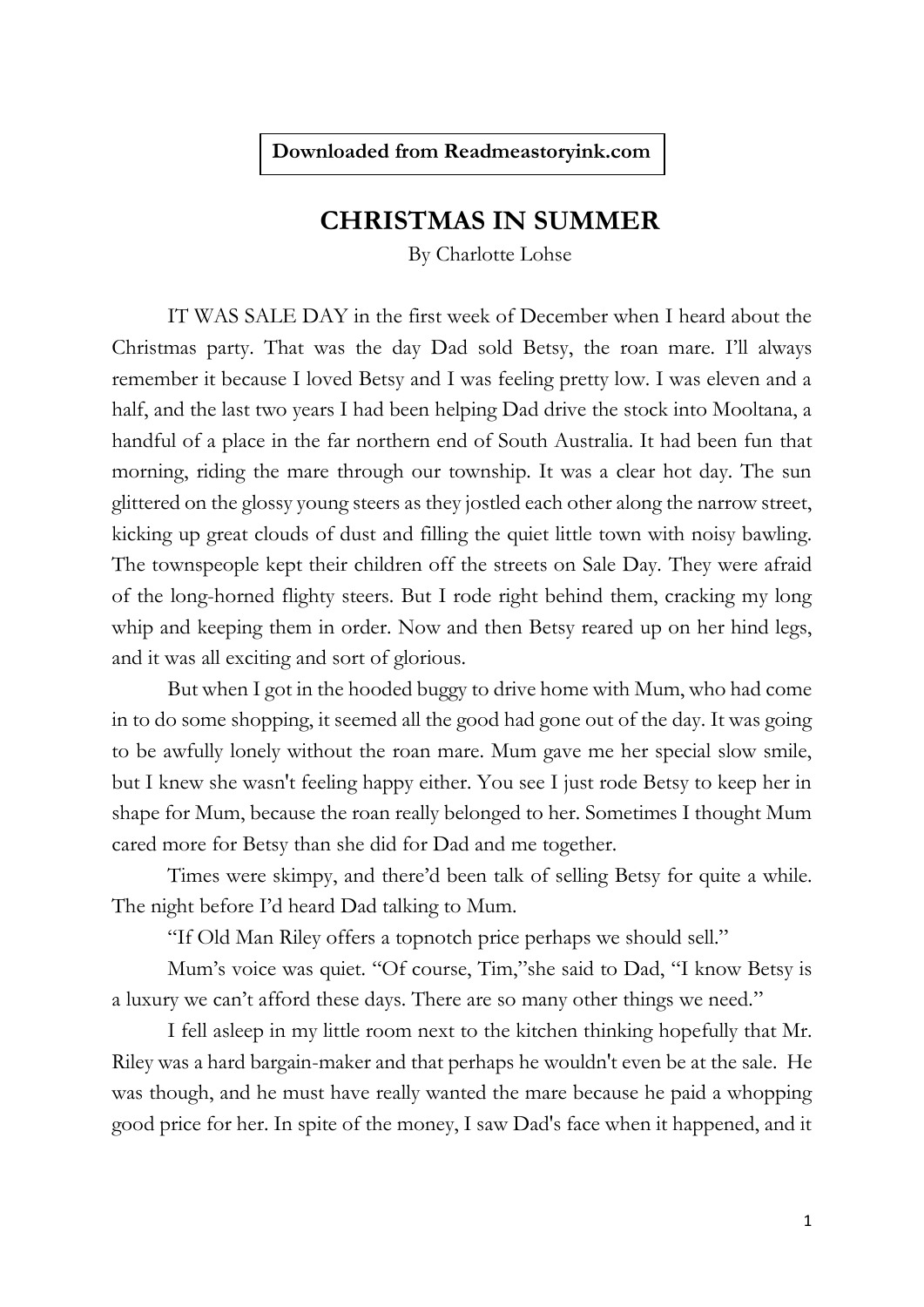**Downloaded from Readmeastoryink.com**

# CHRISTMAS IN SUMMER

By Charlotte Lohse

IT WAS SALE DAY in the first week of December when I heard about the Christmas party. That was the day Dad sold Betsy, the roan mare. I'll always remember it because I loved Betsy and I was feeling pretty low. I was eleven and a half, and the last two years I had been helping Dad drive the stock into Mooltana, a handful of a place in the far northern end of South Australia. It had been fun that morning, riding the mare through our township. It was a clear hot day. The sun glittered on the glossy young steers as they jostled each other along the narrow street, kicking up great clouds of dust and filling the quiet little town with noisy bawling. The townspeople kept their children off the streets on Sale Day. They were afraid of the long-horned flighty steers. But I rode right behind them, cracking my long whip and keeping them in order. Now and then Betsy reared up on her hind legs, and it was all exciting and sort of glorious.

But when I got in the hooded buggy to drive home with Mum, who had come in to do some shopping, it seemed all the good had gone out of the day. It was going to be awfully lonely without the roan mare. Mum gave me her special slow smile, but I knew she wasn't feeling happy either. You see I just rode Betsy to keep her in shape for Mum, because the roan really belonged to her. Sometimes I thought Mum cared more for Betsy than she did for Dad and me together.

Times were skimpy, and there'd been talk of selling Betsy for quite a while. The night before I'd heard Dad talking to Mum.

"If Old Man Riley offers a topnotch price perhaps we should sell."

Mum's voice was quiet. "Of course, Tim," she said to Dad, "I know Betsy is a luxury we can't afford these days. There are so many other things we need."

I fell asleep in my little room next to the kitchen thinking hopefully that Mr. Riley was a hard bargain-maker and that perhaps he wouldn't even be at the sale. He was though, and he must have really wanted the mare because he paid a whopping good price for her. In spite of the money, I saw Dad's face when it happened, and it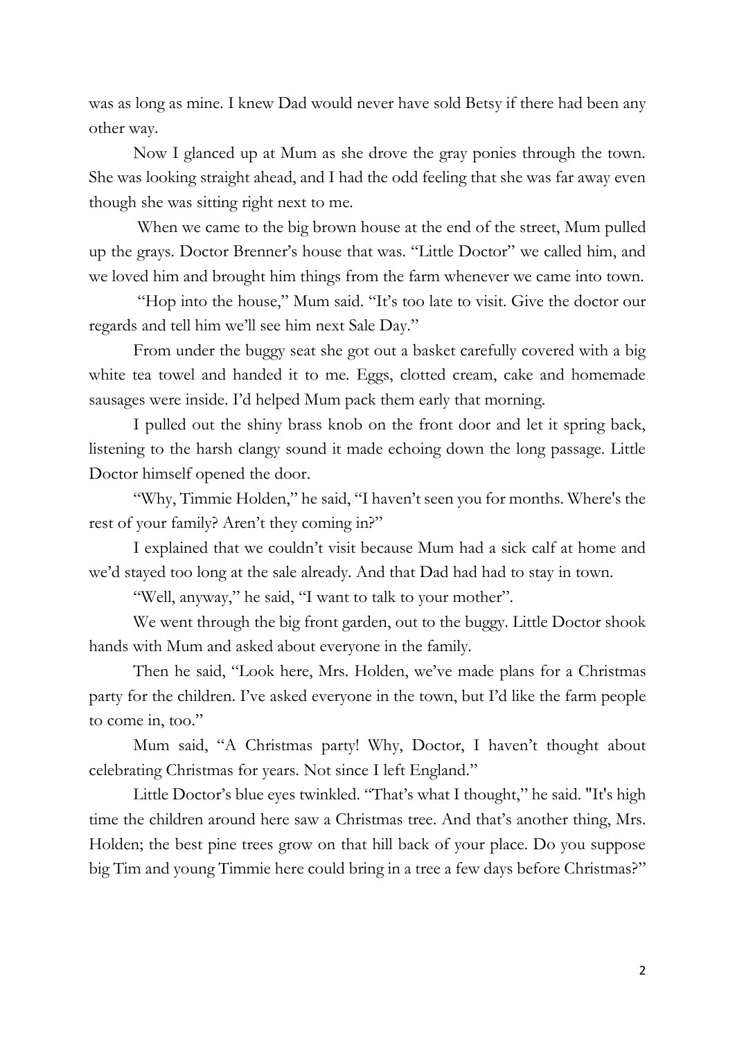was as long as mine. I knew Dad would never have sold Betsy if there had been any other way.

Now I glanced up at Mum as she drove the gray ponies through the town. She was looking straight ahead, and I had the odd feeling that she was far away even though she was sitting right next to me.

When we came to the big brown house at the end of the street, Mum pulled up the grays. Doctor Brenner's house that was. "Little Doctor" we called him, and we loved him and brought him things from the farm whenever we came into town.

"Hop into the house," Mum said. "It's too late to visit. Give the doctor our regards and tell him we'll see him next Sale Day."

From under the buggy seat she got out a basket carefully covered with a big white tea towel and handed it to me. Eggs, clotted cream, cake and homemade sausages were inside. I'd helped Mum pack them early that morning.

I pulled out the shiny brass knob on the front door and let it spring back, listening to the harsh clangy sound it made echoing down the long passage. Little Doctor himself opened the door.

"Why, Timmie Holden," he said, "I haven't seen you for months. Where's the rest of your family? Aren't they coming in?"

I explained that we couldn't visit because Mum had a sick calf at home and we'd stayed too long at the sale already. And that Dad had had to stay in town.

"Well, anyway," he said, "I want to talk to your mother".

We went through the big front garden, out to the buggy. Little Doctor shook hands with Mum and asked about everyone in the family.

Then he said, "Look here, Mrs. Holden, we've made plans for a Christmas party for the children. I've asked everyone in the town, but I'd like the farm people to come in, too."

Mum said, "A Christmas party! Why, Doctor, I haven't thought about celebrating Christmas for years. Not since I left England."

Little Doctor's blue eyes twinkled. "That's what I thought," he said. "It's high time the children around here saw a Christmas tree. And that's another thing, Mrs. Holden; the best pine trees grow on that hill back of your place. Do you suppose big Tim and young Timmie here could bring in a tree a few days before Christmas?"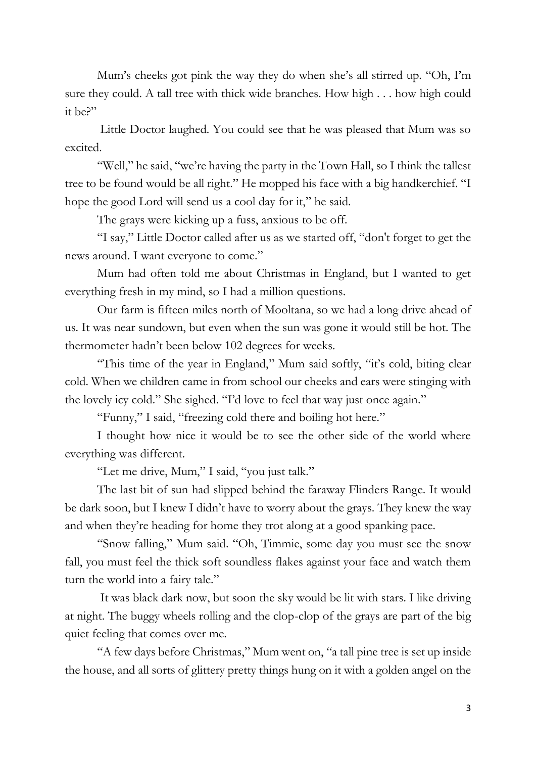Mum's cheeks got pink the way they do when she's all stirred up. "Oh, I'm sure they could. A tall tree with thick wide branches. How high . . . how high could it be?"

Little Doctor laughed. You could see that he was pleased that Mum was so excited.

"Well," he said, "we're having the party in the Town Hall, so I think the tallest tree to be found would be all right." He mopped his face with a big handkerchief. "I hope the good Lord will send us a cool day for it," he said.

The grays were kicking up a fuss, anxious to be off.

"I say," Little Doctor called after us as we started off, "don't forget to get the news around. I want everyone to come."

Mum had often told me about Christmas in England, but I wanted to get everything fresh in my mind, so I had a million questions.

Our farm is fifteen miles north of Mooltana, so we had a long drive ahead of us. It was near sundown, but even when the sun was gone it would still be hot. The thermometer hadn't been below 102 degrees for weeks.

"This time of the year in England," Mum said softly, "it's cold, biting clear cold. When we children came in from school our cheeks and ears were stinging with the lovely icy cold." She sighed. "I'd love to feel that way just once again."

"Funny," I said, "freezing cold there and boiling hot here."

I thought how nice it would be to see the other side of the world where everything was different.

"Let me drive, Mum," I said, "you just talk."

The last bit of sun had slipped behind the faraway Flinders Range. It would be dark soon, but I knew I didn't have to worry about the grays. They knew the way and when they're heading for home they trot along at a good spanking pace.

"Snow falling," Mum said. "Oh, Timmie, some day you must see the snow fall, you must feel the thick soft soundless flakes against your face and watch them turn the world into a fairy tale."

It was black dark now, but soon the sky would be lit with stars. I like driving at night. The buggy wheels rolling and the clop-clop of the grays are part of the big quiet feeling that comes over me.

"A few days before Christmas," Mum went on, "a tall pine tree is set up inside the house, and all sorts of glittery pretty things hung on it with a golden angel on the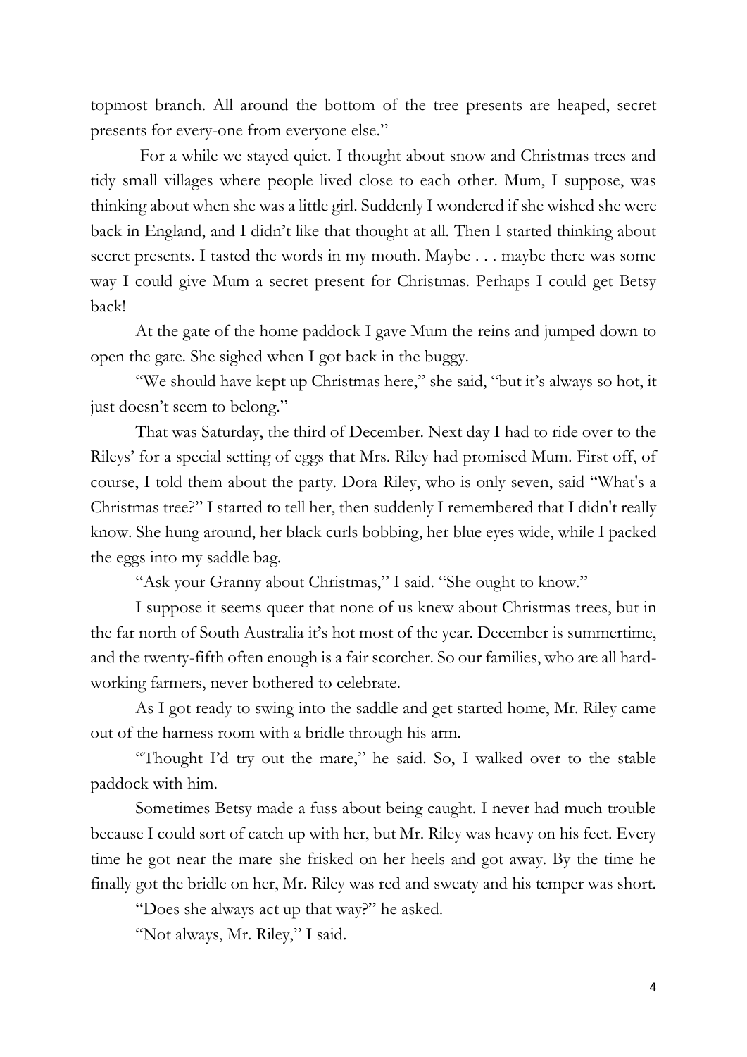topmost branch. All around the bottom of the tree presents are heaped, secret presents for every-one from everyone else."

For a while we stayed quiet. I thought about snow and Christmas trees and tidy small villages where people lived close to each other. Mum, I suppose, was thinking about when she was a little girl. Suddenly I wondered if she wished she were back in England, and I didn't like that thought at all. Then I started thinking about secret presents. I tasted the words in my mouth. Maybe . . . maybe there was some way I could give Mum a secret present for Christmas. Perhaps I could get Betsy back!

At the gate of the home paddock I gave Mum the reins and jumped down to open the gate. She sighed when I got back in the buggy.

"We should have kept up Christmas here," she said, "but it's always so hot, it just doesn't seem to belong."

That was Saturday, the third of December. Next day I had to ride over to the Rileys' for a special setting of eggs that Mrs. Riley had promised Mum. First off, of course, I told them about the party. Dora Riley, who is only seven, said "What's a Christmas tree?" I started to tell her, then suddenly I remembered that I didn't really know. She hung around, her black curls bobbing, her blue eyes wide, while I packed the eggs into my saddle bag.

"Ask your Granny about Christmas," I said. "She ought to know."

I suppose it seems queer that none of us knew about Christmas trees, but in the far north of South Australia it's hot most of the year. December is summertime, and the twenty-fifth often enough is a fair scorcher. So our families, who are all hard-working farmers, never bothered to celebrate.

As I got ready to swing into the saddle and get started home, Mr. Riley came out of the harness room with a bridle through his arm.

"Thought I'd try out the mare," he said. So, I walked over to the stable paddock with him.

Sometimes Betsy made a fuss about being caught. I never had much trouble because I could sort of catch up with her, but Mr. Riley was heavy on his feet. Every time he got near the mare she frisked on her heels and got away. By the time he finally got the bridle on her, Mr. Riley was red and sweaty and his temper was short.

"Does she always act up that way?" he asked.

"Not always, Mr. Riley," I said.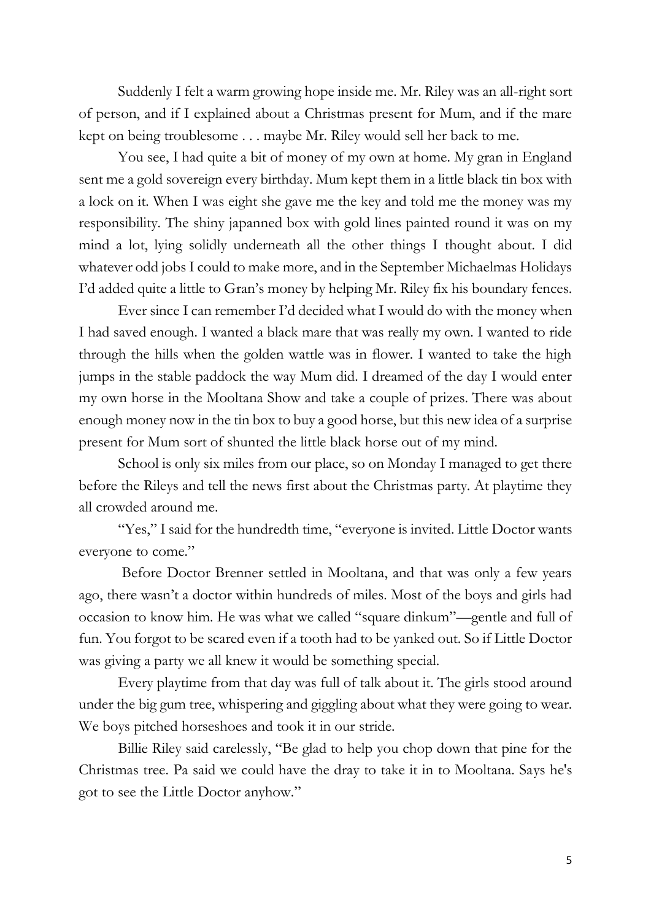Suddenly I felt a warm growing hope inside me. Mr. Riley was an all-right sort of person, and if I explained about a Christmas present for Mum, and if the mare kept on being troublesome . . . maybe Mr. Riley would sell her back to me.

You see, I had quite a bit of money of my own at home. My gran in England sent me a gold sovereign every birthday. Mum kept them in a little black tin box with a lock on it. When I was eight she gave me the key and told me the money was my responsibility. The shiny japanned box with gold lines painted round it was on my mind a lot, lying solidly underneath all the other things I thought about. I did whatever odd jobs I could to make more, and in the September Michaelmas Holidays I'd added quite a little to Gran's money by helping Mr. Riley fix his boundary fences.

Ever since I can remember I'd decided what I would do with the money when I had saved enough. I wanted a black mare that was really my own. I wanted to ride through the hills when the golden wattle was in flower. I wanted to take the high jumps in the stable paddock the way Mum did. I dreamed of the day I would enter my own horse in the Mooltana Show and take a couple of prizes. There was about enough money now in the tin box to buy a good horse, but this new idea of a surprise present for Mum sort of shunted the little black horse out of my mind.

School is only six miles from our place, so on Monday I managed to get there before the Rileys and tell the news first about the Christmas party. At playtime they all crowded around me.

"Yes," I said for the hundredth time, "everyone is invited. Little Doctor wants everyone to come."

Before Doctor Brenner settled in Mooltana, and that was only a few years ago, there wasn't a doctor within hundreds of miles. Most of the boys and girls had occasion to know him. He was what we called "square dinkum"—gentle and full of fun. You forgot to be scared even if a tooth had to be yanked out. So if Little Doctor was giving a party we all knew it would be something special.

Every playtime from that day was full of talk about it. The girls stood around under the big gum tree, whispering and giggling about what they were going to wear. We boys pitched horseshoes and took it in our stride.

Billie Riley said carelessly, "Be glad to help you chop down that pine for the Christmas tree. Pa said we could have the dray to take it in to Mooltana. Says he's got to see the Little Doctor anyhow."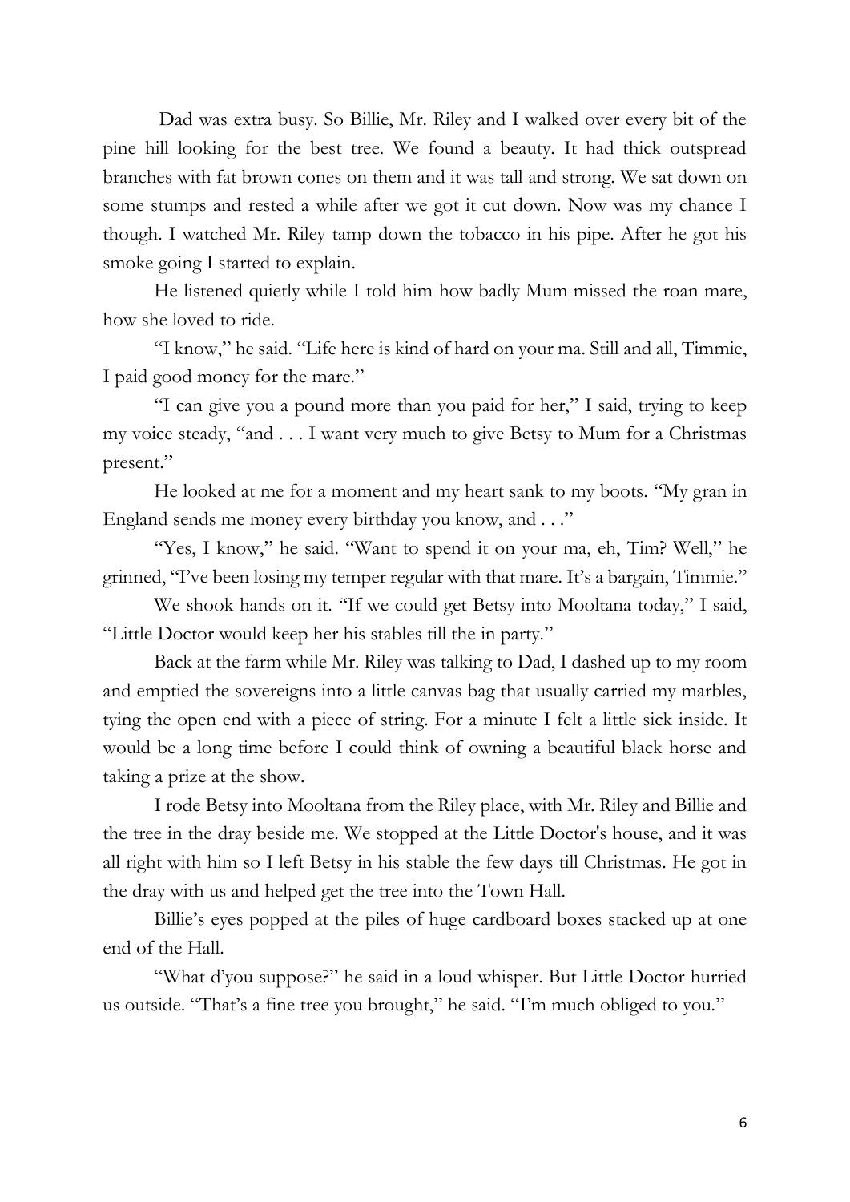Dad was extra busy. So Billie, Mr. Riley and I walked over every bit of the pine hill looking for the best tree. We found a beauty. It had thick outspread branches with fat brown cones on them and it was tall and strong. We sat down on some stumps and rested a while after we got it cut down. Now was my chance I though. I watched Mr. Riley tamp down the tobacco in his pipe. After he got his smoke going I started to explain.

He listened quietly while I told him how badly Mum missed the roan mare, how she loved to ride.

"I know," he said. "Life here is kind of hard on your ma. Still and all, Timmie, I paid good money for the mare."

"I can give you a pound more than you paid for her," I said, trying to keep my voice steady, "and . . . I want very much to give Betsy to Mum for a Christmas present."

He looked at me for a moment and my heart sank to my boots. "My gran in England sends me money every birthday you know, and . . ."

"Yes, I know," he said. "Want to spend it on your ma, eh, Tim? Well," he grinned, "I've been losing my temper regular with that mare. It's a bargain, Timmie."

We shook hands on it. "If we could get Betsy into Mooltana today," I said, "Little Doctor would keep her his stables till the in party."

Back at the farm while Mr. Riley was talking to Dad, I dashed up to my room and emptied the sovereigns into a little canvas bag that usually carried my marbles, tying the open end with a piece of string. For a minute I felt a little sick inside. It would be a long time before I could think of owning a beautiful black horse and taking a prize at the show.

I rode Betsy into Mooltana from the Riley place, with Mr. Riley and Billie and the tree in the dray beside me. We stopped at the Little Doctor's house, and it was all right with him so I left Betsy in his stable the few days till Christmas. He got in the dray with us and helped get the tree into the Town Hall.

Billie's eyes popped at the piles of huge cardboard boxes stacked up at one end of the Hall.

"What d'you suppose?" he said in a loud whisper. But Little Doctor hurried us outside. "That's a fine tree you brought," he said. "I'm much obliged to you."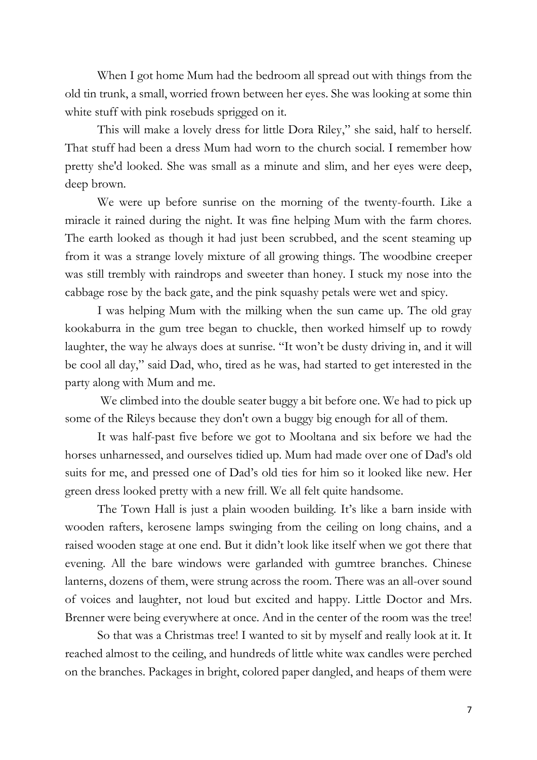When I got home Mum had the bedroom all spread out with things from the old tin trunk, a small, worried frown between her eyes. She was looking at some thin white stuff with pink rosebuds sprigged on it.

This will make a lovely dress for little Dora Riley," she said, half to herself. That stuff had been a dress Mum had worn to the church social. I remember how pretty she'd looked. She was small as a minute and slim, and her eyes were deep, deep brown.

We were up before sunrise on the morning of the twenty-fourth. Like a miracle it rained during the night. It was fine helping Mum with the farm chores. The earth looked as though it had just been scrubbed, and the scent steaming up from it was a strange lovely mixture of all growing things. The woodbine creeper was still trembly with raindrops and sweeter than honey. I stuck my nose into the cabbage rose by the back gate, and the pink squashy petals were wet and spicy.

I was helping Mum with the milking when the sun came up. The old gray kookaburra in the gum tree began to chuckle, then worked himself up to rowdy laughter, the way he always does at sunrise. "It won't be dusty driving in, and it will be cool all day," said Dad, who, tired as he was, had started to get interested in the party along with Mum and me.

We climbed into the double seater buggy a bit before one. We had to pick up some of the Rileys because they don't own a buggy big enough for all of them.

It was half-past five before we got to Mooltana and six before we had the horses unharnessed, and ourselves tidied up. Mum had made over one of Dad's old suits for me, and pressed one of Dad's old ties for him so it looked like new. Her green dress looked pretty with a new frill. We all felt quite handsome.

The Town Hall is just a plain wooden building. It's like a barn inside with wooden rafters, kerosene lamps swinging from the ceiling on long chains, and a raised wooden stage at one end. But it didn't look like itself when we got there that evening. All the bare windows were garlanded with gumtree branches. Chinese lanterns, dozens of them, were strung across the room. There was an all-over sound of voices and laughter, not loud but excited and happy. Little Doctor and Mrs. Brenner were being everywhere at once. And in the center of the room was the tree!

So that was a Christmas tree! I wanted to sit by myself and really look at it. It reached almost to the ceiling, and hundreds of little white wax candles were perched on the branches. Packages in bright, colored paper dangled, and heaps of them were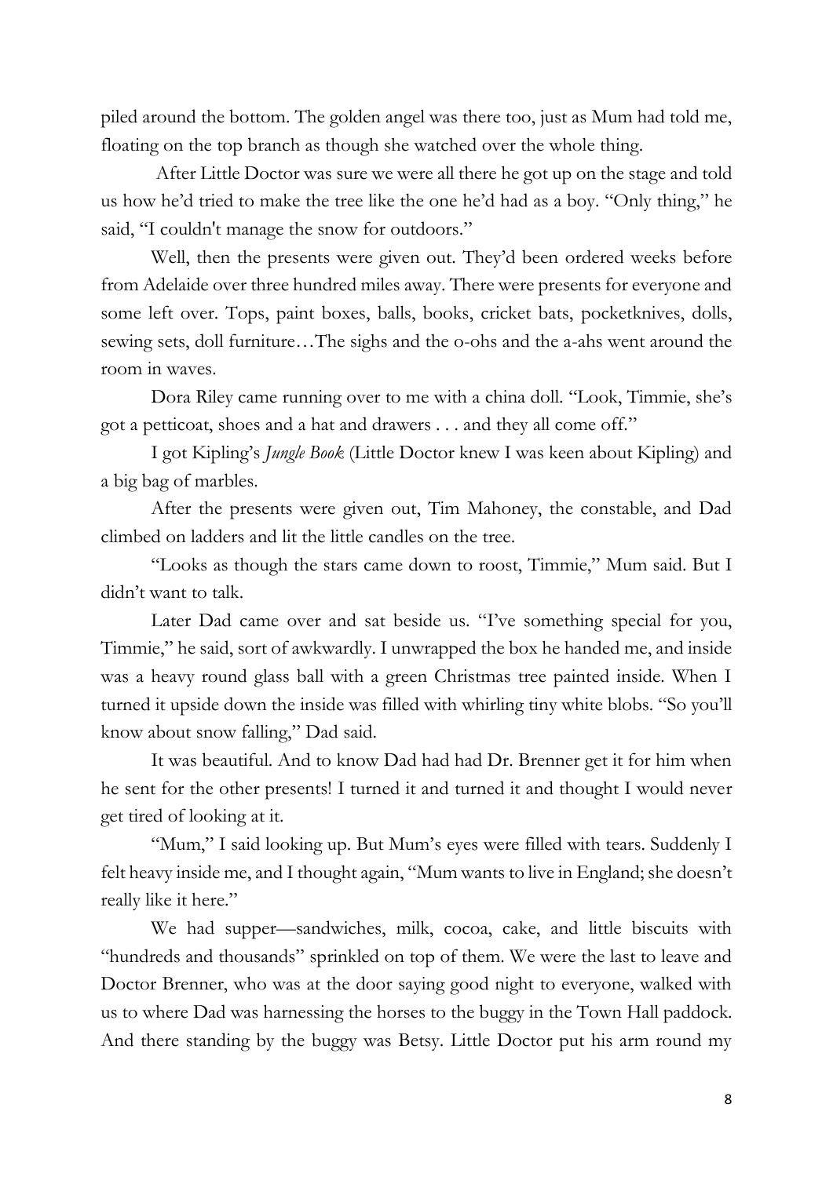piled around the bottom. The golden angel was there too, just as Mum had told me, floating on the top branch as though she watched over the whole thing.

After Little Doctor was sure we were all there he got up on the stage and told us how he'd tried to make the tree like the one he'd had as a boy. "Only thing," he said, "I couldn't manage the snow for outdoors."

Well, then the presents were given out. They'd been ordered weeks before from Adelaide over three hundred miles away. There were presents for everyone and some left over. Tops, paint boxes, balls, books, cricket bats, pocketknives, dolls, sewing sets, doll furniture…The sighs and the o-ohs and the a-ahs went around the room in waves.

Dora Riley came running over to me with a china doll. "Look, Timmie, she's got a petticoat, shoes and a hat and drawers . . . and they all come off."

I got Kipling's *Jungle Book* (Little Doctor knew I was keen about Kipling) and a big bag of marbles.

After the presents were given out, Tim Mahoney, the constable, and Dad climbed on ladders and lit the little candles on the tree.

"Looks as though the stars came down to roost, Timmie," Mum said. But I didn't want to talk.

Later Dad came over and sat beside us. "I've something special for you, Timmie," he said, sort of awkwardly. I unwrapped the box he handed me, and inside was a heavy round glass ball with a green Christmas tree painted inside. When I turned it upside down the inside was filled with whirling tiny white blobs. "So you'll know about snow falling," Dad said.

It was beautiful. And to know Dad had had Dr. Brenner get it for him when he sent for the other presents! I turned it and turned it and thought I would never get tired of looking at it.

"Mum," I said looking up. But Mum's eyes were filled with tears. Suddenly I felt heavy inside me, and I thought again, "Mum wants to live in England; she doesn't really like it here."

We had supper—sandwiches, milk, cocoa, cake, and little biscuits with "hundreds and thousands" sprinkled on top of them. We were the last to leave and Doctor Brenner, who was at the door saying good night to everyone, walked with us to where Dad was harnessing the horses to the buggy in the Town Hall paddock. And there standing by the buggy was Betsy. Little Doctor put his arm round my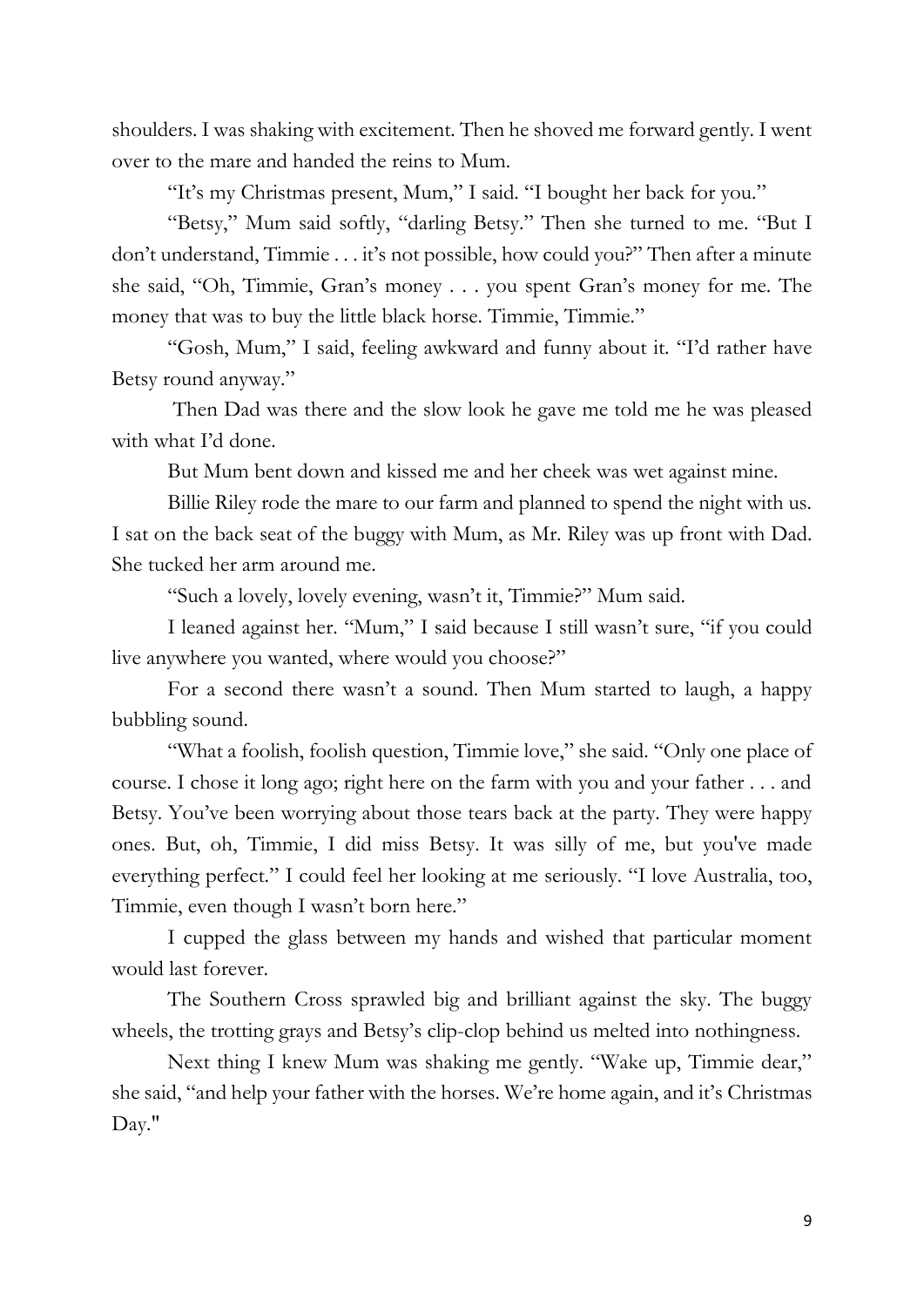shoulders. I was shaking with excitement. Then he shoved me forward gently. I went over to the mare and handed the reins to Mum.

"It's my Christmas present, Mum," I said. "I bought her back for you."

"Betsy," Mum said softly, "darling Betsy." Then she turned to me. "But I don't understand, Timmie . . . it's not possible, how could you?" Then after a minute she said, "Oh, Timmie, Gran's money . . . you spent Gran's money for me. The money that was to buy the little black horse. Timmie, Timmie."

"Gosh, Mum," I said, feeling awkward and funny about it. "I'd rather have Betsy round anyway."

Then Dad was there and the slow look he gave me told me he was pleased with what I'd done.

But Mum bent down and kissed me and her cheek was wet against mine.

Billie Riley rode the mare to our farm and planned to spend the night with us. I sat on the back seat of the buggy with Mum, as Mr. Riley was up front with Dad. She tucked her arm around me.

"Such a lovely, lovely evening, wasn't it, Timmie?" Mum said.

I leaned against her. "Mum," I said because I still wasn't sure, "if you could live anywhere you wanted, where would you choose?"

For a second there wasn't a sound. Then Mum started to laugh, a happy bubbling sound.

"What a foolish, foolish question, Timmie love," she said. "Only one place of course. I chose it long ago; right here on the farm with you and your father . . . and Betsy. You've been worrying about those tears back at the party. They were happy ones. But, oh, Timmie, I did miss Betsy. It was silly of me, but you've made everything perfect." I could feel her looking at me seriously. "I love Australia, too, Timmie, even though I wasn't born here."

I cupped the glass between my hands and wished that particular moment would last forever.

The Southern Cross sprawled big and brilliant against the sky. The buggy wheels, the trotting grays and Betsy's clip-clop behind us melted into nothingness.

Next thing I knew Mum was shaking me gently. "Wake up, Timmie dear," she said, "and help your father with the horses. We're home again, and it's Christmas Day."